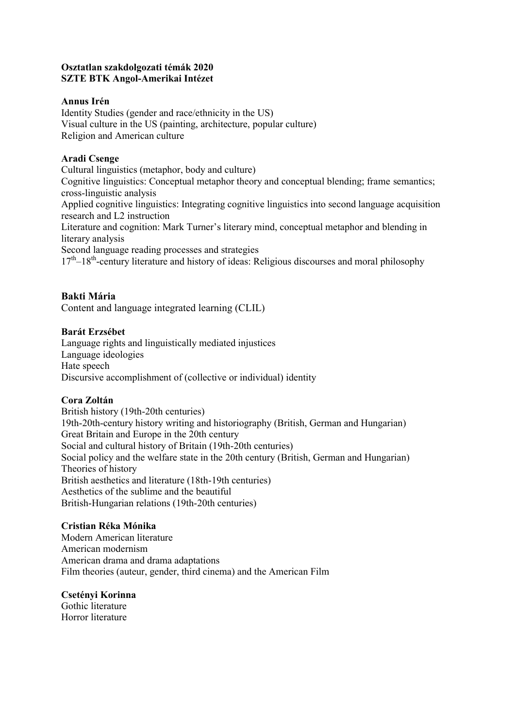**Osztatlan szakdolgozati témák 2020**
**SZTE BTK Angol-Amerikai Intézet**

**Annus Irén**
Identity Studies (gender and race/ethnicity in the US)
Visual culture in the US (painting, architecture, popular culture)
Religion and American culture

**Aradi Csenge**
Cultural linguistics (metaphor, body and culture)
Cognitive linguistics: Conceptual metaphor theory and conceptual blending; frame semantics; cross-linguistic analysis
Applied cognitive linguistics: Integrating cognitive linguistics into second language acquisition research and L2 instruction
Literature and cognition: Mark Turner's literary mind, conceptual metaphor and blending in literary analysis
Second language reading processes and strategies
17th–18th-century literature and history of ideas: Religious discourses and moral philosophy

**Bakti Mária**
Content and language integrated learning (CLIL)

**Barát Erzsébet**
Language rights and linguistically mediated injustices
Language ideologies
Hate speech
Discursive accomplishment of (collective or individual) identity

**Cora Zoltán**
British history (19th-20th centuries)
19th-20th-century history writing and historiography (British, German and Hungarian)
Great Britain and Europe in the 20th century
Social and cultural history of Britain (19th-20th centuries)
Social policy and the welfare state in the 20th century (British, German and Hungarian)
Theories of history
British aesthetics and literature (18th-19th centuries)
Aesthetics of the sublime and the beautiful
British-Hungarian relations (19th-20th centuries)

**Cristian Réka Mónika**
Modern American literature
American modernism
American drama and drama adaptations
Film theories (auteur, gender, third cinema) and the American Film

**Csetényi Korinna**
Gothic literature
Horror literature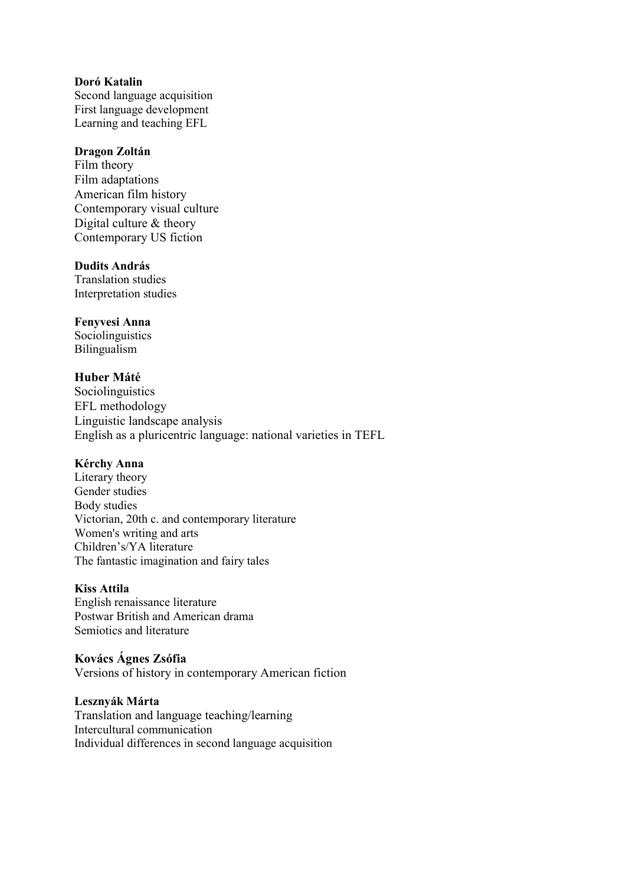**Doró Katalin**
Second language acquisition
First language development
Learning and teaching EFL

**Dragon Zoltán**
Film theory
Film adaptations
American film history
Contemporary visual culture
Digital culture & theory
Contemporary US fiction

**Dudits András**
Translation studies
Interpretation studies

**Fenyvesi Anna**
Sociolinguistics
Bilingualism

**Huber Máté**
Sociolinguistics
EFL methodology
Linguistic landscape analysis
English as a pluricentric language: national varieties in TEFL

**Kérchy Anna**
Literary theory
Gender studies
Body studies
Victorian, 20th c. and contemporary literature
Women's writing and arts
Children's/YA literature
The fantastic imagination and fairy tales

**Kiss Attila**
English renaissance literature
Postwar British and American drama
Semiotics and literature

**Kovács Ágnes Zsófia**
Versions of history in contemporary American fiction

**Lesznyák Márta**
Translation and language teaching/learning
Intercultural communication
Individual differences in second language acquisition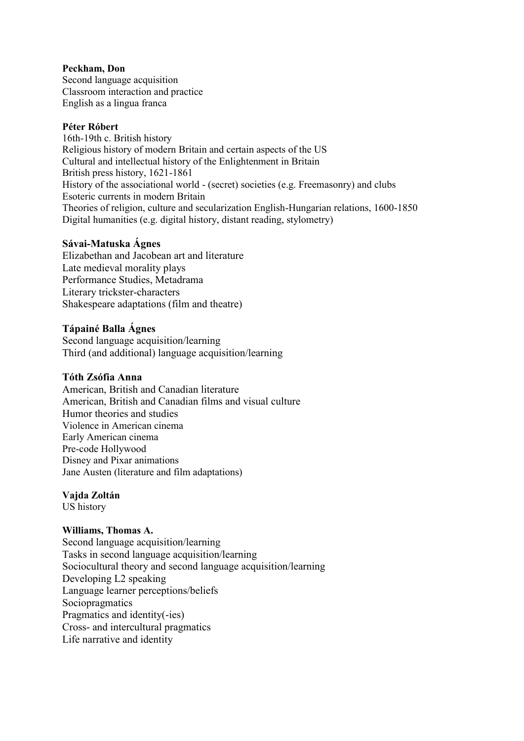**Peckham, Don**
Second language acquisition
Classroom interaction and practice
English as a lingua franca

**Péter Róbert**
16th-19th c. British history
Religious history of modern Britain and certain aspects of the US
Cultural and intellectual history of the Enlightenment in Britain
British press history, 1621-1861
History of the associational world - (secret) societies (e.g. Freemasonry) and clubs
Esoteric currents in modern Britain
Theories of religion, culture and secularization English-Hungarian relations, 1600-1850
Digital humanities (e.g. digital history, distant reading, stylometry)

**Sávai-Matuska Ágnes**
Elizabethan and Jacobean art and literature
Late medieval morality plays
Performance Studies, Metadrama
Literary trickster-characters
Shakespeare adaptations (film and theatre)

**Tápainé Balla Ágnes**
Second language acquisition/learning
Third (and additional) language acquisition/learning

**Tóth Zsófia Anna**
American, British and Canadian literature
American, British and Canadian films and visual culture
Humor theories and studies
Violence in American cinema
Early American cinema
Pre-code Hollywood
Disney and Pixar animations
Jane Austen (literature and film adaptations)

**Vajda Zoltán**
US history

**Williams, Thomas A.**
Second language acquisition/learning
Tasks in second language acquisition/learning
Sociocultural theory and second language acquisition/learning
Developing L2 speaking
Language learner perceptions/beliefs
Sociopragmatics
Pragmatics and identity(-ies)
Cross- and intercultural pragmatics
Life narrative and identity